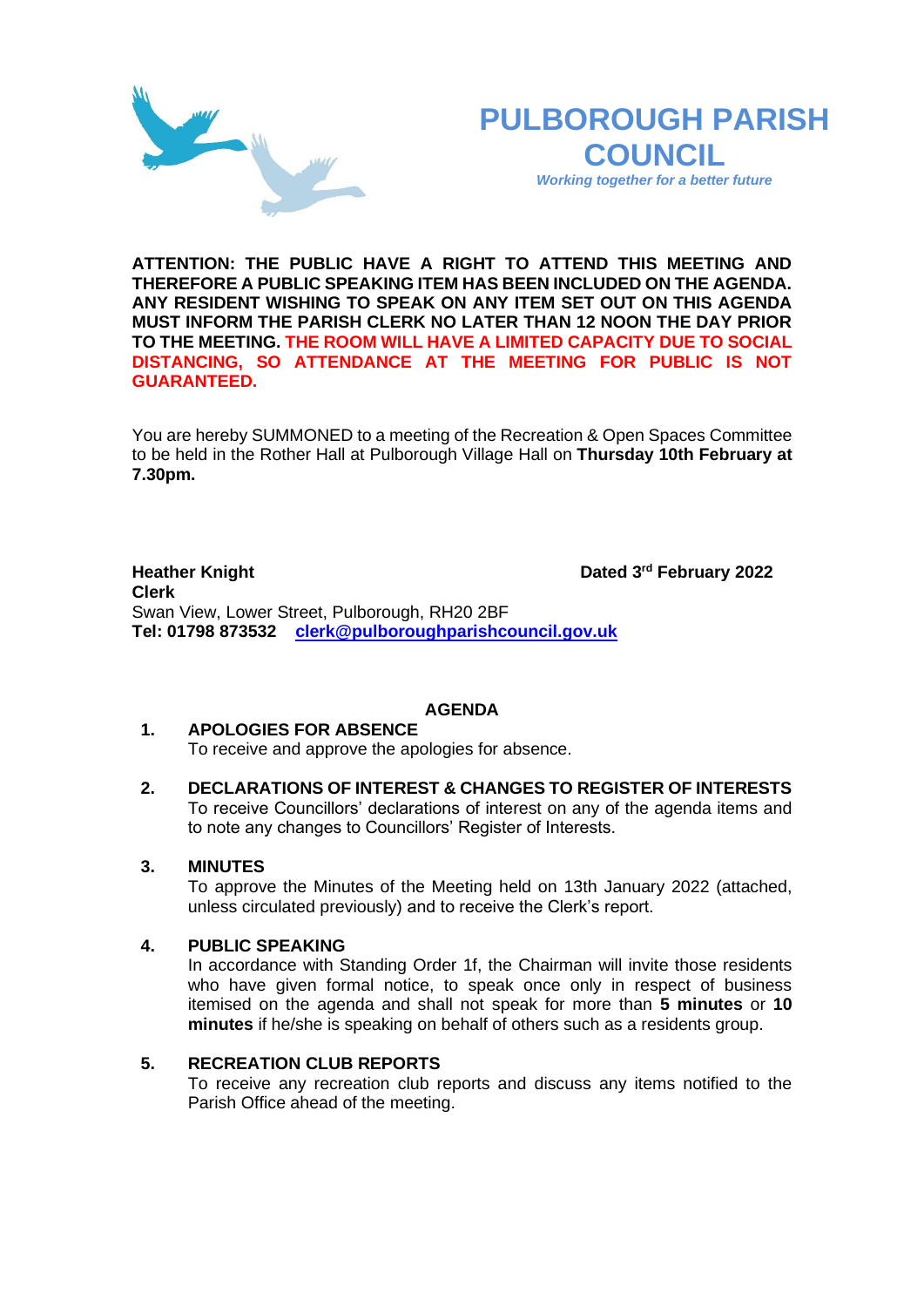# PULBOROUGH PARISH COUNCIL

*Working together for a better future*

**ATTENTION: THE PUBLIC HAVE A RIGHT TO ATTEND THIS MEETING AND THEREFORE A PUBLIC SPEAKING ITEM HAS BEEN INCLUDED ON THE AGENDA. ANY RESIDENT WISHING TO SPEAK ON ANY ITEM SET OUT ON THIS AGENDA MUST INFORM THE PARISH CLERK NO LATER THAN 12 NOON THE DAY PRIOR TO THE MEETING. THE ROOM WILL HAVE A LIMITED CAPACITY DUE TO SOCIAL DISTANCING, SO ATTENDANCE AT THE MEETING FOR PUBLIC IS NOT GUARANTEED.**

You are hereby SUMMONED to a meeting of the Recreation & Open Spaces Committee to be held in the Rother Hall at Pulborough Village Hall on **Thursday 10th February at 7.30pm.**

**Heather Knight** **Dated 3rd February 2022**
**Clerk**
Swan View, Lower Street, Pulborough, RH20 2BF
**Tel: 01798 873532** **clerk@pulboroughparishcouncil.gov.uk**

## AGENDA

**1. APOLOGIES FOR ABSENCE**
To receive and approve the apologies for absence.

**2. DECLARATIONS OF INTEREST & CHANGES TO REGISTER OF INTERESTS**
To receive Councillors' declarations of interest on any of the agenda items and to note any changes to Councillors' Register of Interests.

**3. MINUTES**
To approve the Minutes of the Meeting held on 13th January 2022 (attached, unless circulated previously) and to receive the Clerk's report.

**4. PUBLIC SPEAKING**
In accordance with Standing Order 1f, the Chairman will invite those residents who have given formal notice, to speak once only in respect of business itemised on the agenda and shall not speak for more than **5 minutes** or **10 minutes** if he/she is speaking on behalf of others such as a residents group.

**5. RECREATION CLUB REPORTS**
To receive any recreation club reports and discuss any items notified to the Parish Office ahead of the meeting.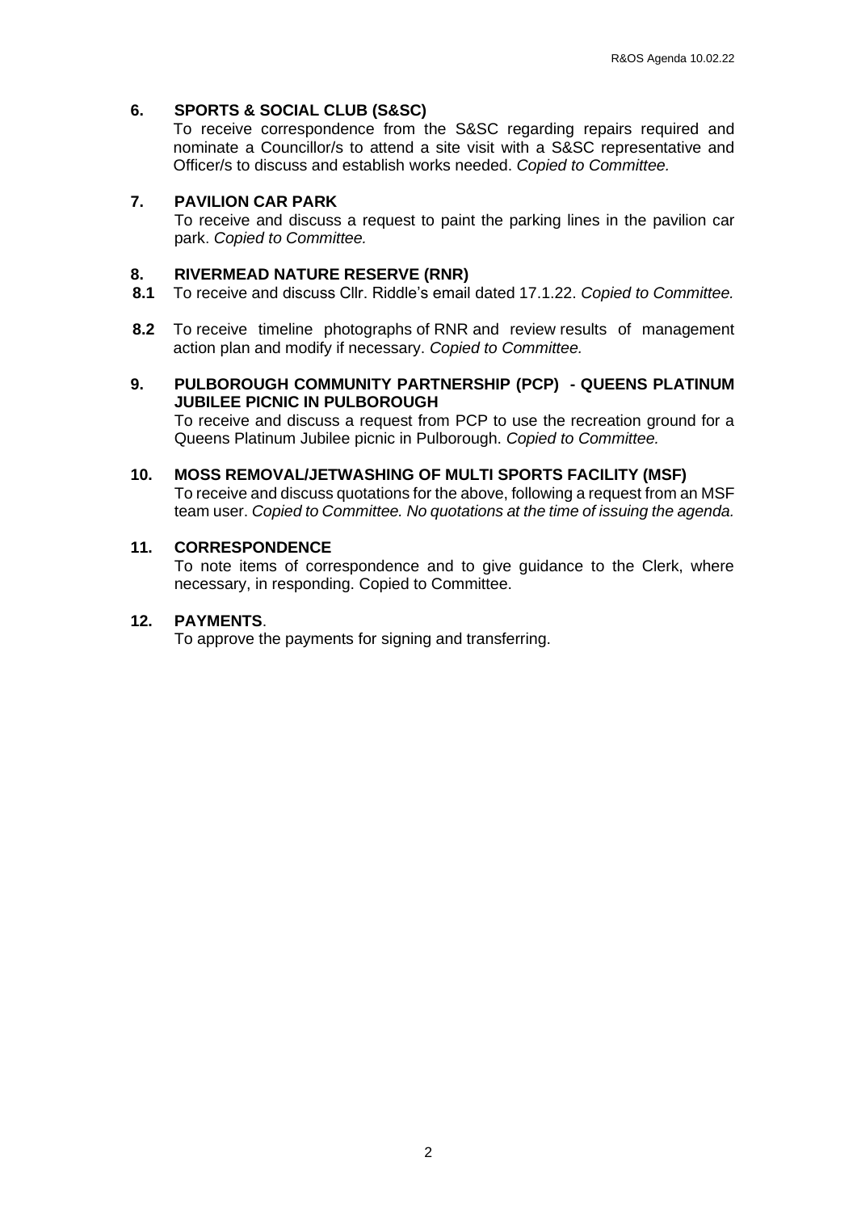**6. SPORTS & SOCIAL CLUB (S&SC)**

To receive correspondence from the S&SC regarding repairs required and nominate a Councillor/s to attend a site visit with a S&SC representative and Officer/s to discuss and establish works needed. *Copied to Committee.*

**7. PAVILION CAR PARK**

To receive and discuss a request to paint the parking lines in the pavilion car park. *Copied to Committee.*

**8. RIVERMEAD NATURE RESERVE (RNR)**

**8.1** To receive and discuss Cllr. Riddle's email dated 17.1.22. *Copied to Committee.*

**8.2** To receive timeline photographs of RNR and review results of management action plan and modify if necessary. *Copied to Committee.*

**9. PULBOROUGH COMMUNITY PARTNERSHIP (PCP) - QUEENS PLATINUM JUBILEE PICNIC IN PULBOROUGH**

To receive and discuss a request from PCP to use the recreation ground for a Queens Platinum Jubilee picnic in Pulborough. *Copied to Committee.*

**10. MOSS REMOVAL/JETWASHING OF MULTI SPORTS FACILITY (MSF)**

To receive and discuss quotations for the above, following a request from an MSF team user. *Copied to Committee. No quotations at the time of issuing the agenda.*

**11. CORRESPONDENCE**

To note items of correspondence and to give guidance to the Clerk, where necessary, in responding. Copied to Committee.

**12. PAYMENTS**.

To approve the payments for signing and transferring.